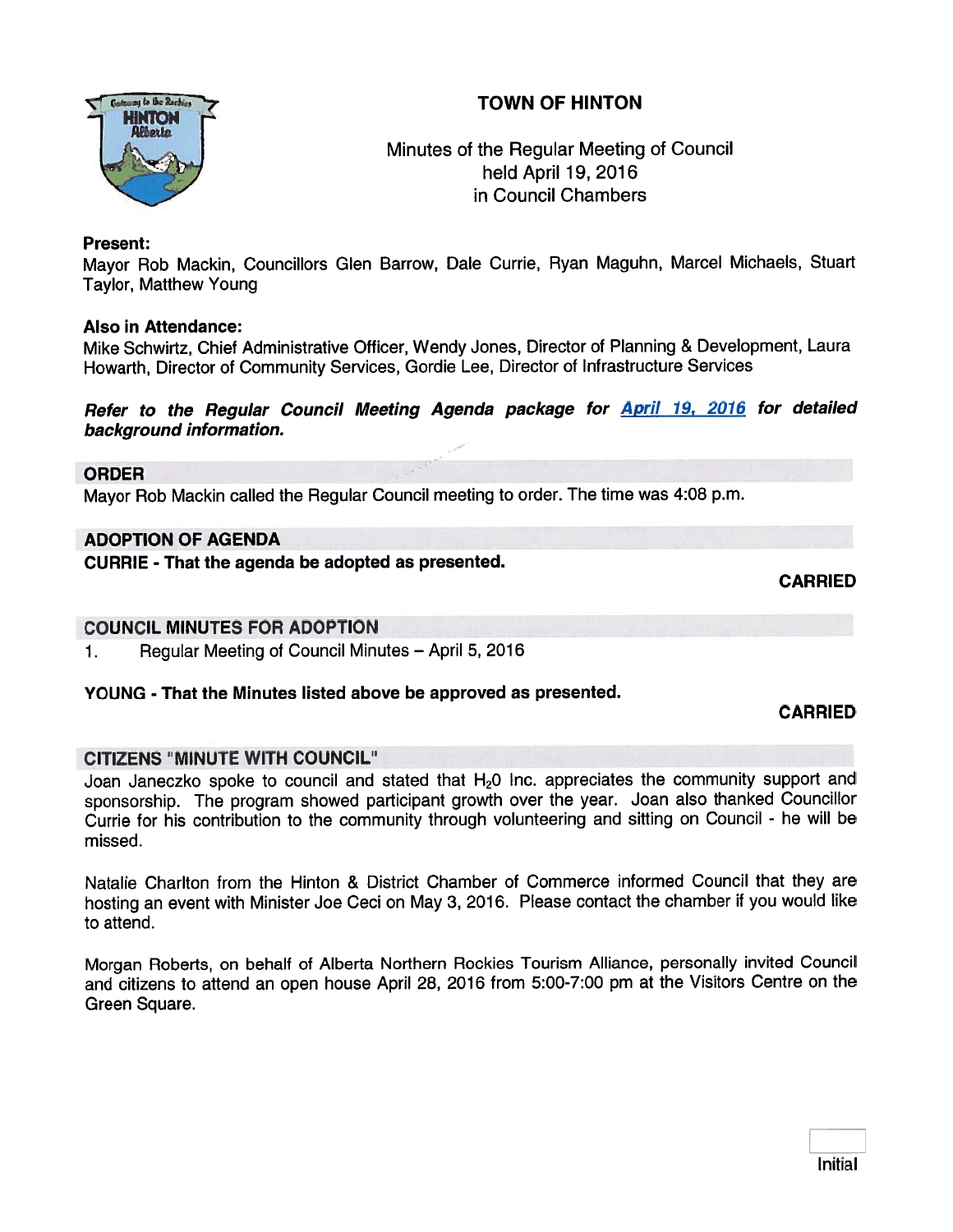# TOWN OF HINTON

Minutes of the Regular Meeting of Council
held April 19, 2016
in Council Chambers

**Present:**
Mayor Rob Mackin, Councillors Glen Barrow, Dale Currie, Ryan Maguhn, Marcel Michaels, Stuart Taylor, Matthew Young

**Also in Attendance:**
Mike Schwirtz, Chief Administrative Officer, Wendy Jones, Director of Planning & Development, Laura Howarth, Director of Community Services, Gordie Lee, Director of Infrastructure Services

***Refer to the Regular Council Meeting Agenda package for April 19, 2016 for detailed background information.***

## ORDER

Mayor Rob Mackin called the Regular Council meeting to order. The time was 4:08 p.m.

## ADOPTION OF AGENDA

**CURRIE - That the agenda be adopted as presented.**

**CARRIED**

## COUNCIL MINUTES FOR ADOPTION

1. Regular Meeting of Council Minutes – April 5, 2016

**YOUNG - That the Minutes listed above be approved as presented.**

**CARRIED**

## CITIZENS "MINUTE WITH COUNCIL"

Joan Janeczko spoke to council and stated that $H_2O$ Inc. appreciates the community support and sponsorship. The program showed participant growth over the year. Joan also thanked Councillor Currie for his contribution to the community through volunteering and sitting on Council - he will be missed.

Natalie Charlton from the Hinton & District Chamber of Commerce informed Council that they are hosting an event with Minister Joe Ceci on May 3, 2016. Please contact the chamber if you would like to attend.

Morgan Roberts, on behalf of Alberta Northern Rockies Tourism Alliance, personally invited Council and citizens to attend an open house April 28, 2016 from 5:00-7:00 pm at the Visitors Centre on the Green Square.

Initial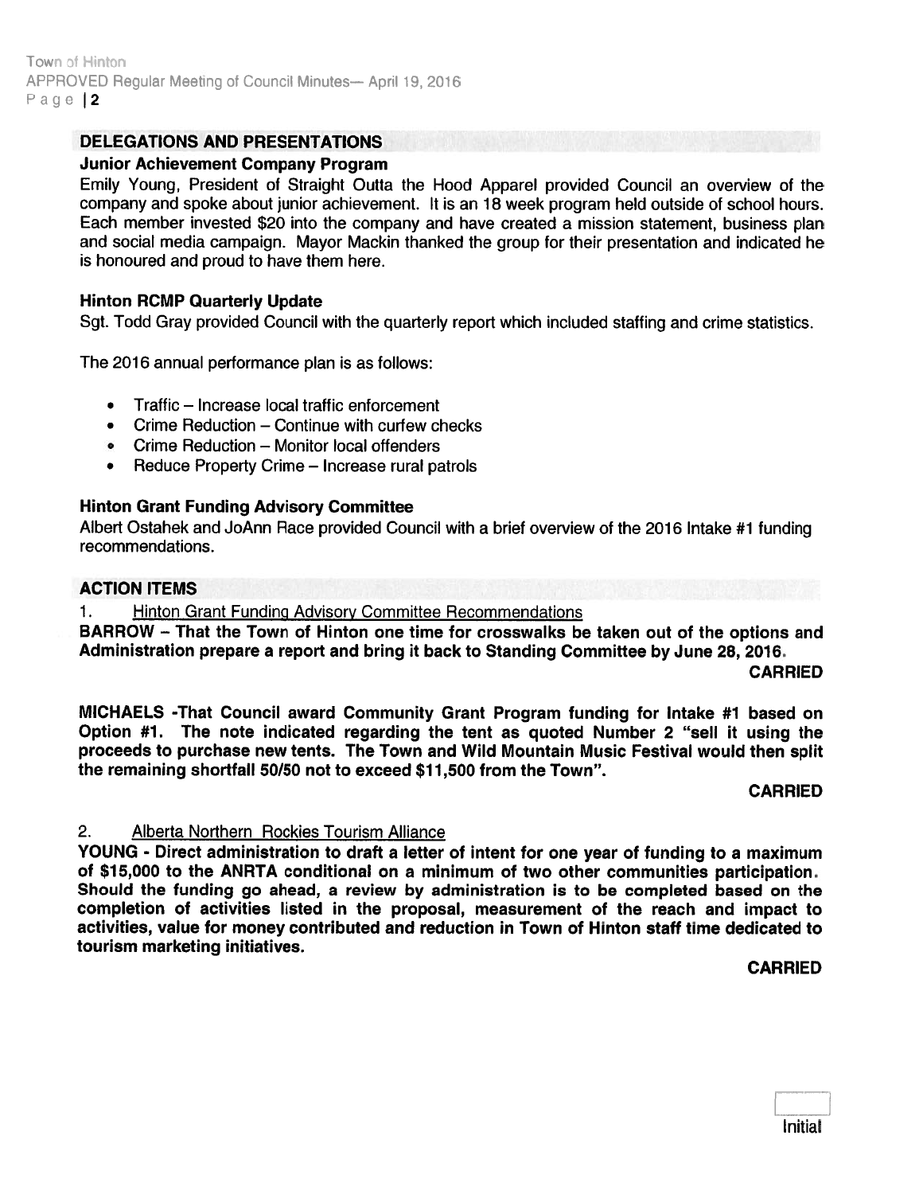## DELEGATIONS AND PRESENTATIONS

### Junior Achievement Company Program

Emily Young, President of Straight Outta the Hood Apparel provided Council an overview of the company and spoke about junior achievement. It is an 18 week program held outside of school hours. Each member invested $20 into the company and have created a mission statement, business plan and social media campaign. Mayor Mackin thanked the group for their presentation and indicated he is honoured and proud to have them here.

### Hinton RCMP Quarterly Update

Sgt. Todd Gray provided Council with the quarterly report which included staffing and crime statistics.

The 2016 annual performance plan is as follows:

- Traffic – Increase local traffic enforcement
- Crime Reduction – Continue with curfew checks
- Crime Reduction – Monitor local offenders
- Reduce Property Crime – Increase rural patrols

### Hinton Grant Funding Advisory Committee

Albert Ostahek and JoAnn Race provided Council with a brief overview of the 2016 Intake #1 funding recommendations.

## ACTION ITEMS

1. Hinton Grant Funding Advisory Committee Recommendations

**BARROW – That the Town of Hinton one time for crosswalks be taken out of the options and Administration prepare a report and bring it back to Standing Committee by June 28, 2016.**

**CARRIED**

**MICHAELS -That Council award Community Grant Program funding for Intake #1 based on Option #1. The note indicated regarding the tent as quoted Number 2 "sell it using the proceeds to purchase new tents. The Town and Wild Mountain Music Festival would then split the remaining shortfall 50/50 not to exceed $11,500 from the Town".**

**CARRIED**

2. Alberta Northern Rockies Tourism Alliance

**YOUNG - Direct administration to draft a letter of intent for one year of funding to a maximum of $15,000 to the ANRTA conditional on a minimum of two other communities participation. Should the funding go ahead, a review by administration is to be completed based on the completion of activities listed in the proposal, measurement of the reach and impact to activities, value for money contributed and reduction in Town of Hinton staff time dedicated to tourism marketing initiatives.**

**CARRIED**

Initial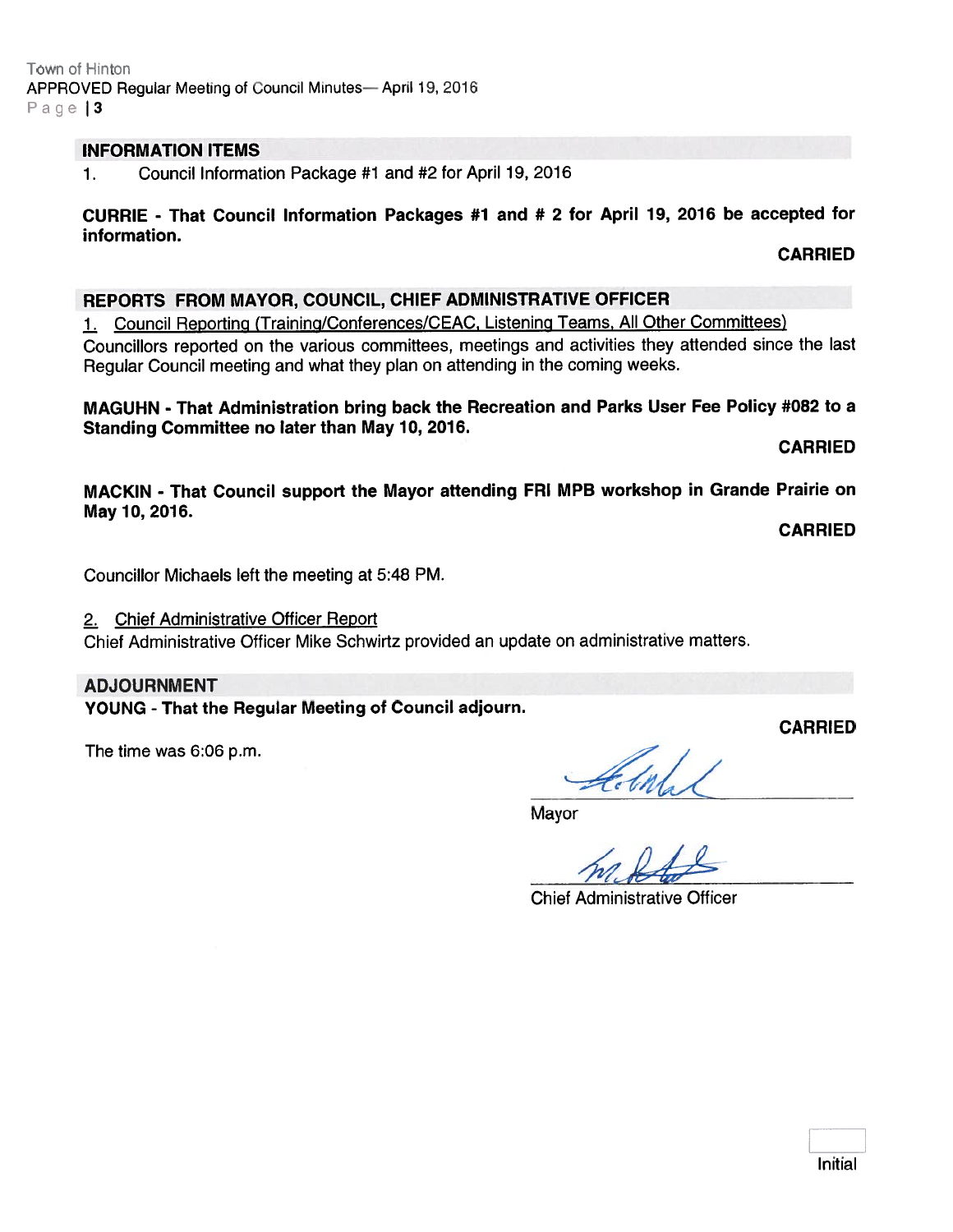## INFORMATION ITEMS

1. Council Information Package #1 and #2 for April 19, 2016

**CURRIE - That Council Information Packages #1 and # 2 for April 19, 2016 be accepted for information.**

**CARRIED**

## REPORTS FROM MAYOR, COUNCIL, CHIEF ADMINISTRATIVE OFFICER

1. Council Reporting (Training/Conferences/CEAC, Listening Teams, All Other Committees)

Councillors reported on the various committees, meetings and activities they attended since the last Regular Council meeting and what they plan on attending in the coming weeks.

**MAGUHN - That Administration bring back the Recreation and Parks User Fee Policy #082 to a Standing Committee no later than May 10, 2016.**

**CARRIED**

**MACKIN - That Council support the Mayor attending FRI MPB workshop in Grande Prairie on May 10, 2016.**

**CARRIED**

Councillor Michaels left the meeting at 5:48 PM.

2. Chief Administrative Officer Report

Chief Administrative Officer Mike Schwirtz provided an update on administrative matters.

## ADJOURNMENT

**YOUNG - That the Regular Meeting of Council adjourn.**

**CARRIED**

The time was 6:06 p.m.

Mayor

Chief Administrative Officer

Initial